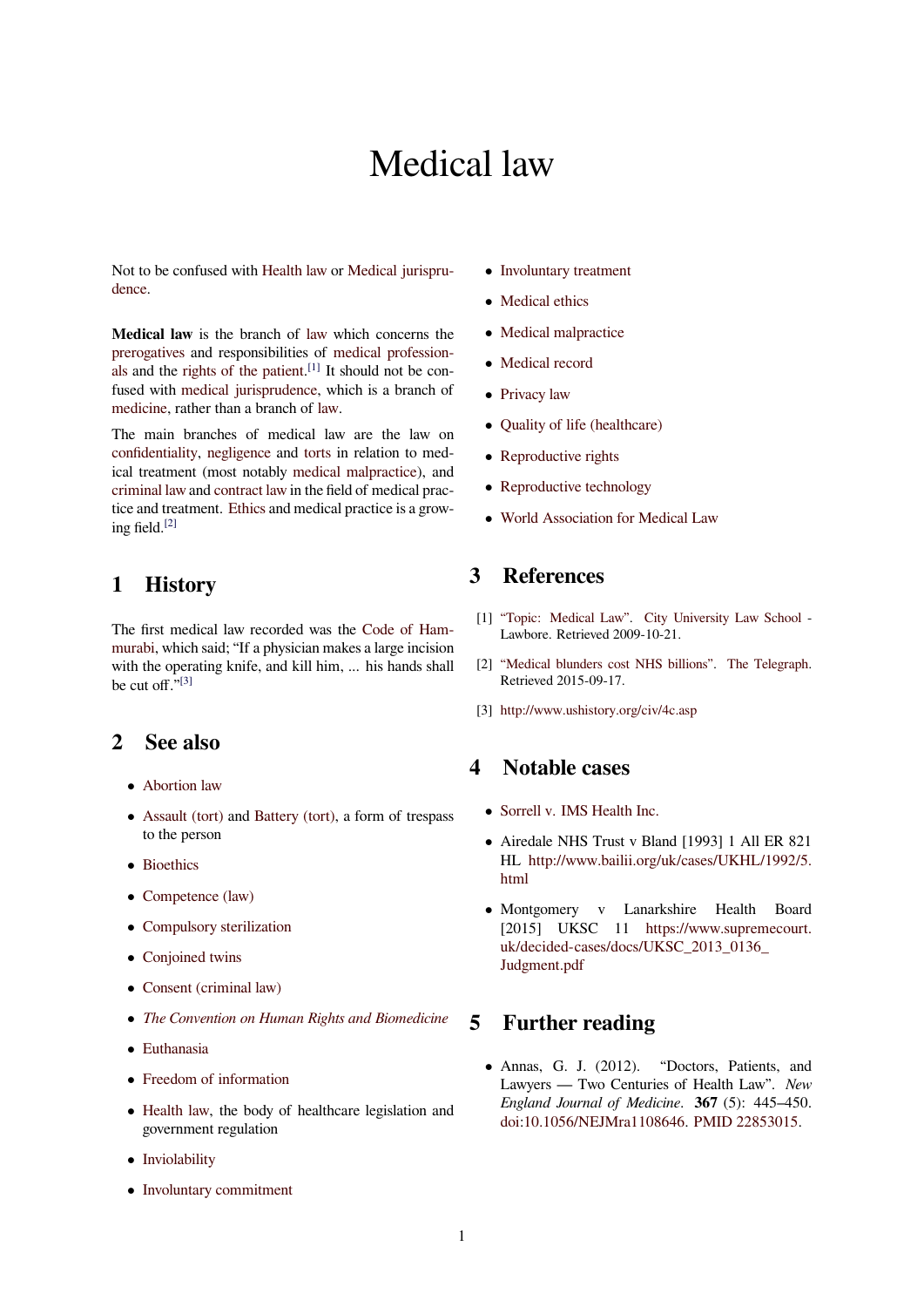# Medical law

Not to be confused with Health law or Medical jurisprudence.

**Medical law** is the branch of law which concerns the prerogatives and responsibilities of medical professionals and the rights of the patient.[1] It should not be confused with medical jurisprudence, which is a branch of medicine, rather than a branch of law.

The main branches of medical law are the law on confidentiality, negligence and torts in relation to medical treatment (most notably medical malpractice), and criminal law and contract law in the field of medical practice and treatment. Ethics and medical practice is a growing field.[2]

## 1 History

The first medical law recorded was the Code of Hammurabi, which said; "If a physician makes a large incision with the operating knife, and kill him, ... his hands shall be cut off."[3]

## 2 See also

- Abortion law
- Assault (tort) and Battery (tort), a form of trespass to the person
- Bioethics
- Competence (law)
- Compulsory sterilization
- Conjoined twins
- Consent (criminal law)
- *The Convention on Human Rights and Biomedicine*
- Euthanasia
- Freedom of information
- Health law, the body of healthcare legislation and government regulation
- Inviolability
- Involuntary commitment
- Involuntary treatment
- Medical ethics
- Medical malpractice
- Medical record
- Privacy law
- Quality of life (healthcare)
- Reproductive rights
- Reproductive technology
- World Association for Medical Law

## 3 References

[1] "Topic: Medical Law". City University Law School - Lawbore. Retrieved 2009-10-21.

[2] "Medical blunders cost NHS billions". The Telegraph. Retrieved 2015-09-17.

[3] http://www.ushistory.org/civ/4c.asp

## 4 Notable cases

- Sorrell v. IMS Health Inc.
- Airedale NHS Trust v Bland [1993] 1 All ER 821 HL http://www.bailii.org/uk/cases/UKHL/1992/5.html
- Montgomery v Lanarkshire Health Board [2015] UKSC 11 https://www.supremecourt.uk/decided-cases/docs/UKSC_2013_0136_Judgment.pdf

## 5 Further reading

- Annas, G. J. (2012). "Doctors, Patients, and Lawyers — Two Centuries of Health Law". *New England Journal of Medicine*. **367** (5): 445–450. doi:10.1056/NEJMra1108646. PMID 22853015.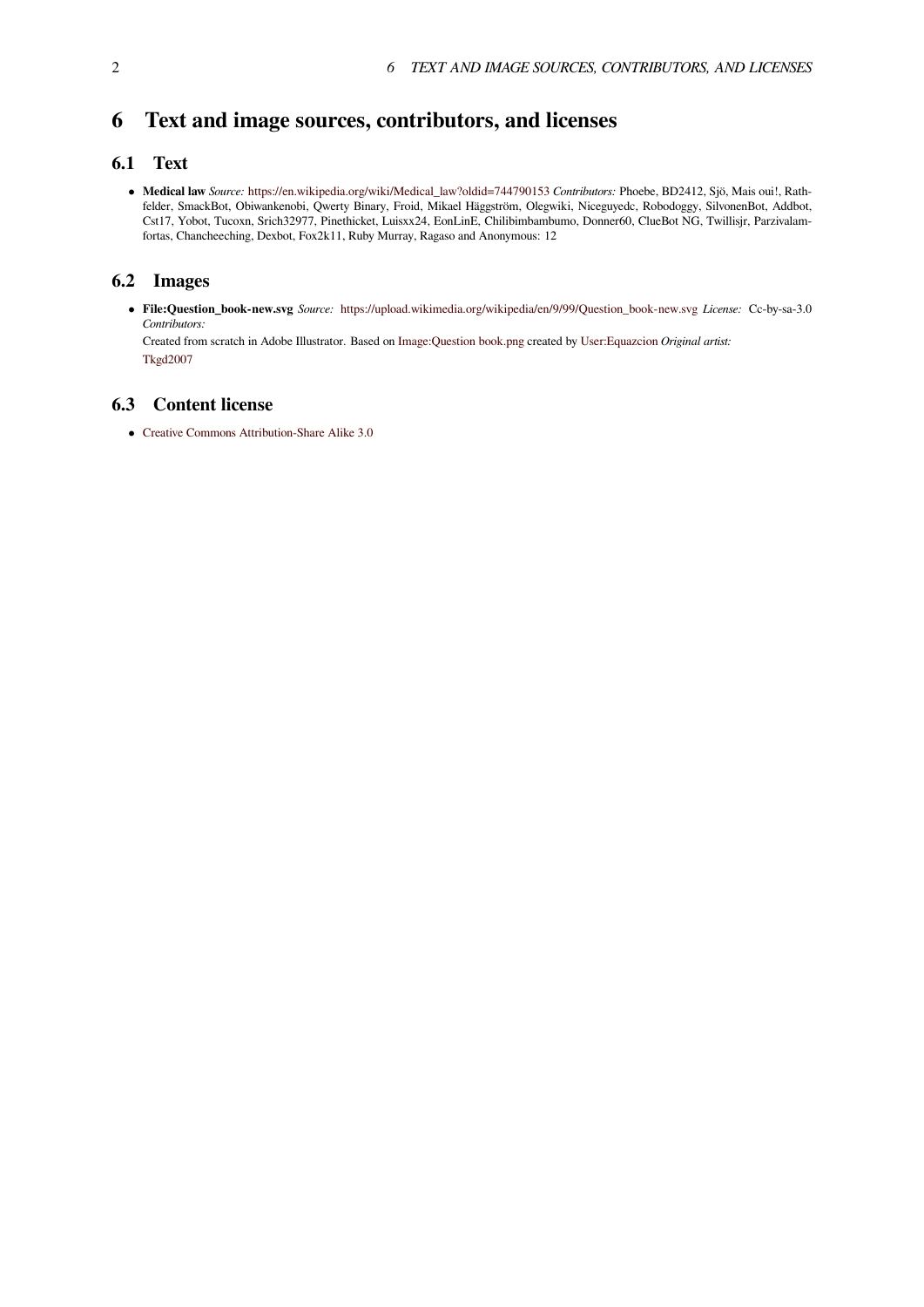# 6 Text and image sources, contributors, and licenses

## 6.1 Text

- **Medical law** *Source:* https://en.wikipedia.org/wiki/Medical_law?oldid=744790153 *Contributors:* Phoebe, BD2412, Sjö, Mais oui!, Rathfelder, SmackBot, Obiwankenobi, Qwerty Binary, Froid, Mikael Häggström, Olegwiki, Niceguyedc, Robodoggy, SilvonenBot, Addbot, Cst17, Yobot, Tucoxn, Srich32977, Pinethicket, Luisxx24, EonLinE, Chilibimbambumo, Donner60, ClueBot NG, Twillisjr, Parzivalamfortas, Chancheeching, Dexbot, Fox2k11, Ruby Murray, Ragaso and Anonymous: 12

## 6.2 Images

- **File:Question_book-new.svg** *Source:* https://upload.wikimedia.org/wikipedia/en/9/99/Question_book-new.svg *License:* Cc-by-sa-3.0 *Contributors:*
  Created from scratch in Adobe Illustrator. Based on Image:Question book.png created by User:Equazcion *Original artist:* Tkgd2007

## 6.3 Content license

- Creative Commons Attribution-Share Alike 3.0